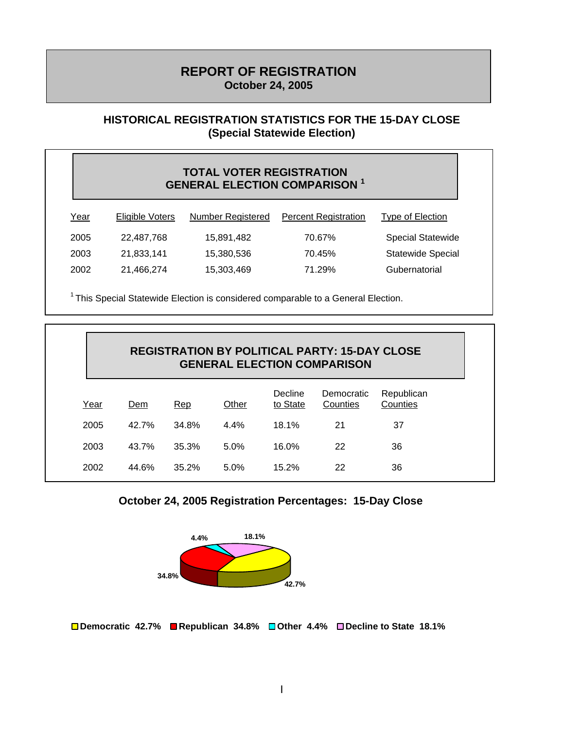# REPORT OF REGISTRATION

**October 24, 2005**

## HISTORICAL REGISTRATION STATISTICS FOR THE 15-DAY CLOSE (Special Statewide Election)

### TOTAL VOTER REGISTRATION GENERAL ELECTION COMPARISON [1]

| Year | Eligible Voters | Number Registered | Percent Registration | Type of Election |
|---|---|---|---|---|
| 2005 | 22,487,768 | 15,891,482 | 70.67% | Special Statewide |
| 2003 | 21,833,141 | 15,380,536 | 70.45% | Statewide Special |
| 2002 | 21,466,274 | 15,303,469 | 71.29% | Gubernatorial |

[1] This Special Statewide Election is considered comparable to a General Election.

### REGISTRATION BY POLITICAL PARTY: 15-DAY CLOSE GENERAL ELECTION COMPARISON

| Year | Dem | Rep | Other | Decline to State | Democratic Counties | Republican Counties |
|---|---|---|---|---|---|---|
| 2005 | 42.7% | 34.8% | 4.4% | 18.1% | 21 | 37 |
| 2003 | 43.7% | 35.3% | 5.0% | 16.0% | 22 | 36 |
| 2002 | 44.6% | 35.2% | 5.0% | 15.2% | 22 | 36 |

### October 24, 2005 Registration Percentages: 15-Day Close

**Democratic 42.7%** **Republican 34.8%** **Other 4.4%** **Decline to State 18.1%**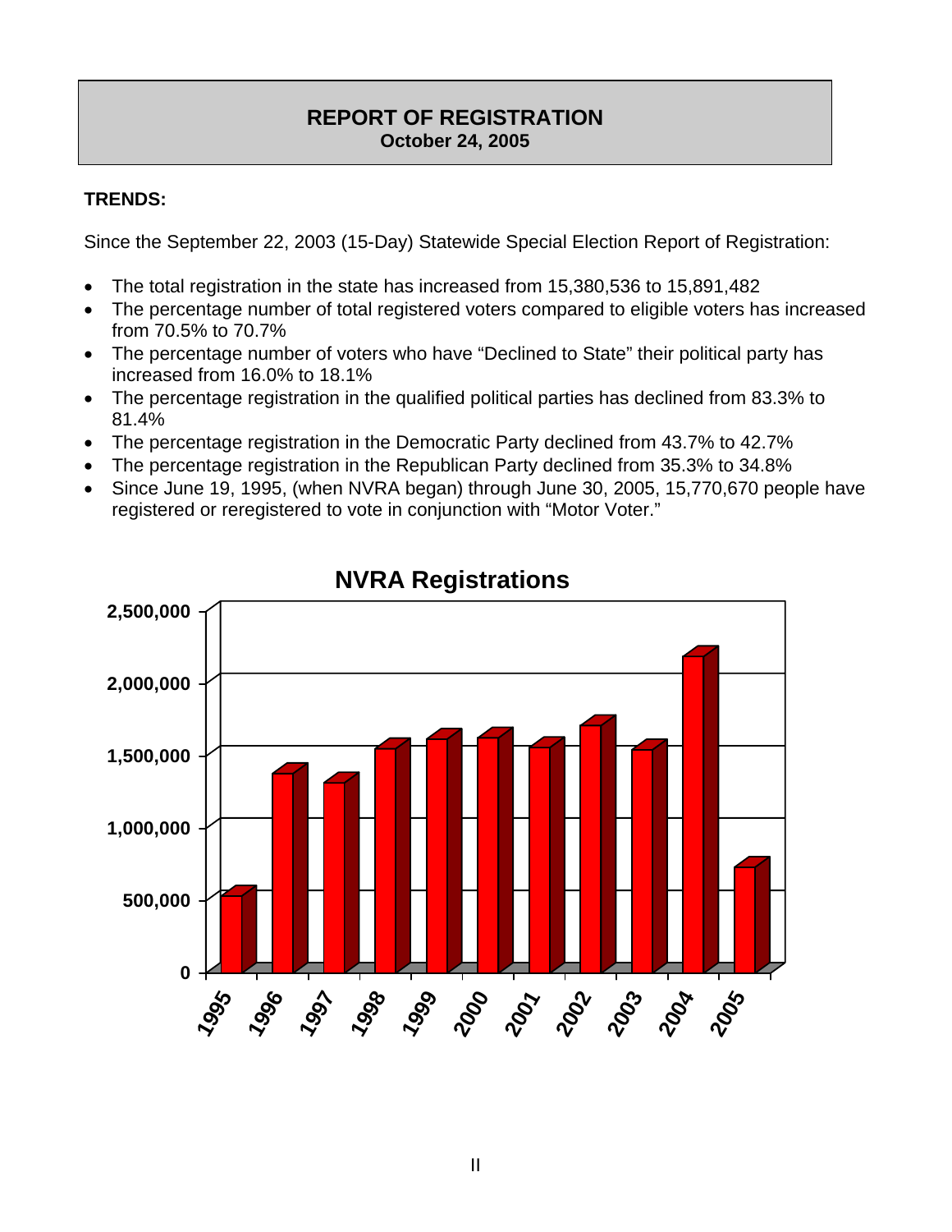# REPORT OF REGISTRATION
**October 24, 2005**

**TRENDS:**

Since the September 22, 2003 (15-Day) Statewide Special Election Report of Registration:

- The total registration in the state has increased from 15,380,536 to 15,891,482
- The percentage number of total registered voters compared to eligible voters has increased from 70.5% to 70.7%
- The percentage number of voters who have "Declined to State" their political party has increased from 16.0% to 18.1%
- The percentage registration in the qualified political parties has declined from 83.3% to 81.4%
- The percentage registration in the Democratic Party declined from 43.7% to 42.7%
- The percentage registration in the Republican Party declined from 35.3% to 34.8%
- Since June 19, 1995, (when NVRA began) through June 30, 2005, 15,770,670 people have registered or reregistered to vote in conjunction with "Motor Voter."

**NVRA Registrations**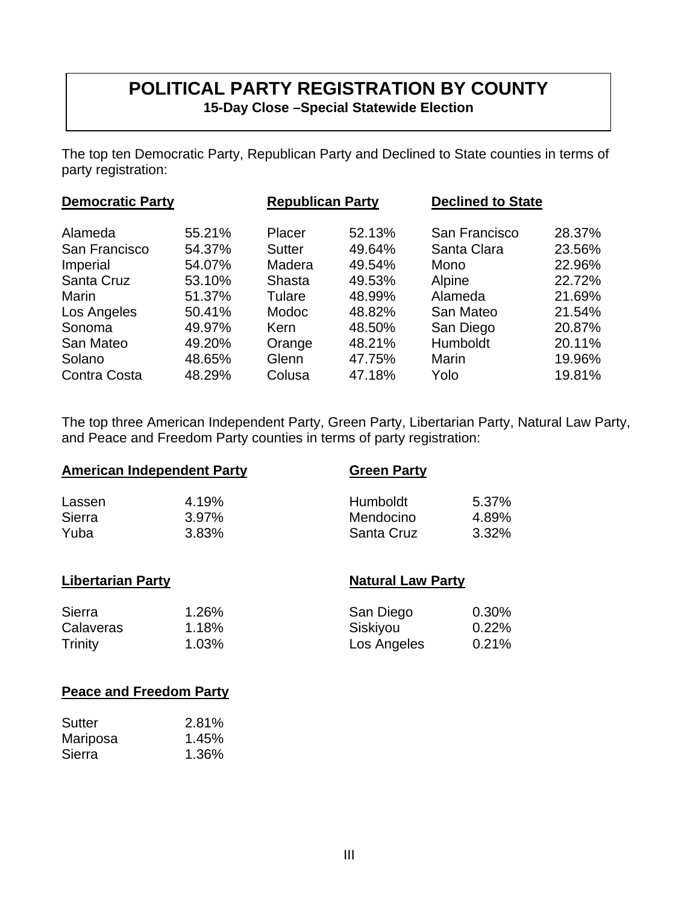# POLITICAL PARTY REGISTRATION BY COUNTY

**15-Day Close –Special Statewide Election**

The top ten Democratic Party, Republican Party and Declined to State counties in terms of party registration:

| Democratic Party | | Republican Party | | Declined to State | |
|---|---|---|---|---|---|
| Alameda | 55.21% | Placer | 52.13% | San Francisco | 28.37% |
| San Francisco | 54.37% | Sutter | 49.64% | Santa Clara | 23.56% |
| Imperial | 54.07% | Madera | 49.54% | Mono | 22.96% |
| Santa Cruz | 53.10% | Shasta | 49.53% | Alpine | 22.72% |
| Marin | 51.37% | Tulare | 48.99% | Alameda | 21.69% |
| Los Angeles | 50.41% | Modoc | 48.82% | San Mateo | 21.54% |
| Sonoma | 49.97% | Kern | 48.50% | San Diego | 20.87% |
| San Mateo | 49.20% | Orange | 48.21% | Humboldt | 20.11% |
| Solano | 48.65% | Glenn | 47.75% | Marin | 19.96% |
| Contra Costa | 48.29% | Colusa | 47.18% | Yolo | 19.81% |

The top three American Independent Party, Green Party, Libertarian Party, Natural Law Party, and Peace and Freedom Party counties in terms of party registration:

| American Independent Party | | Green Party | |
|---|---|---|---|
| Lassen | 4.19% | Humboldt | 5.37% |
| Sierra | 3.97% | Mendocino | 4.89% |
| Yuba | 3.83% | Santa Cruz | 3.32% |

| Libertarian Party | | Natural Law Party | |
|---|---|---|---|
| Sierra | 1.26% | San Diego | 0.30% |
| Calaveras | 1.18% | Siskiyou | 0.22% |
| Trinity | 1.03% | Los Angeles | 0.21% |

| Peace and Freedom Party | |
|---|---|
| Sutter | 2.81% |
| Mariposa | 1.45% |
| Sierra | 1.36% |